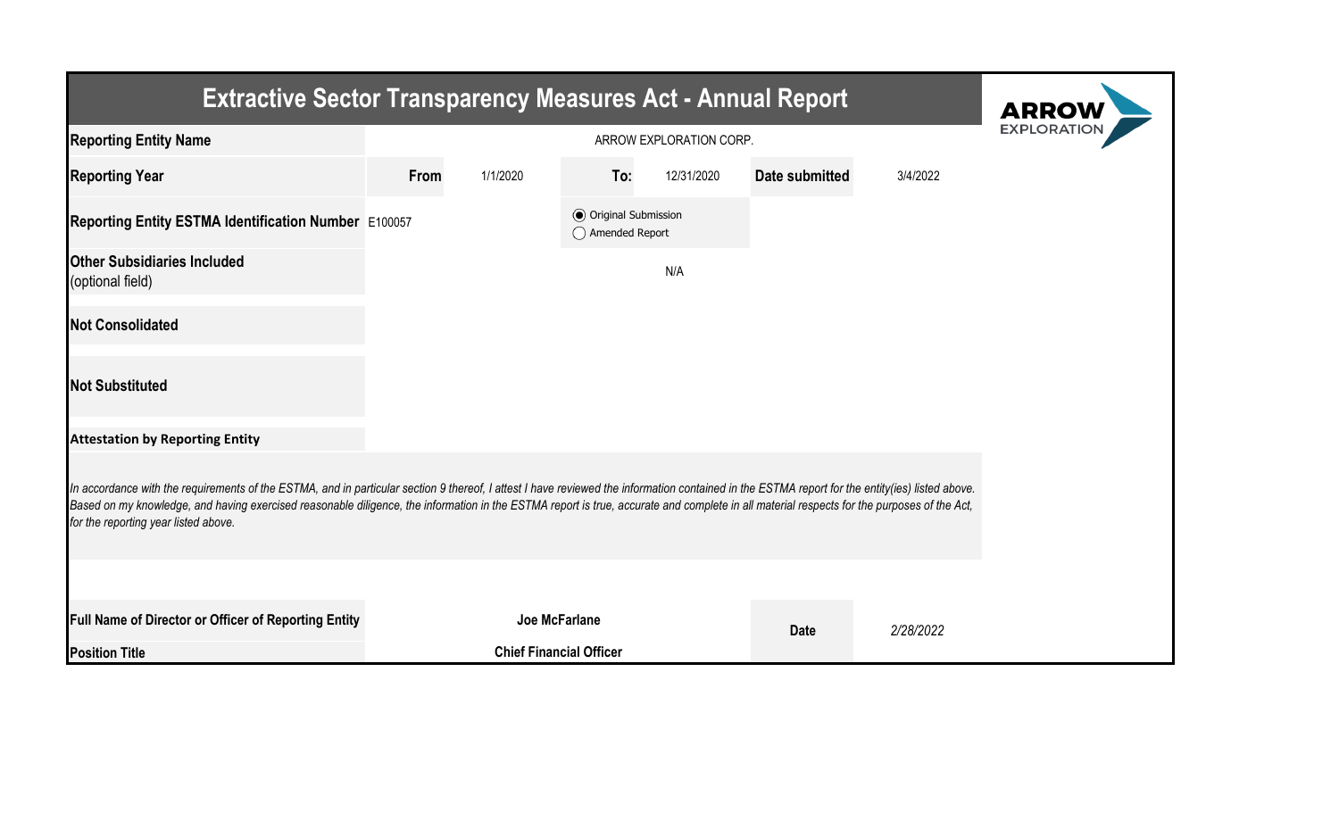# Extractive Sector Transparency Measures Act - Annual Report

| | | | | | | |
|---|---|---|---|---|---|---|
| **Reporting Entity Name** | ARROW EXPLORATION CORP. | | | | | |
| **Reporting Year** | **From** | 1/1/2020 | **To:** | 12/31/2020 | **Date submitted** | 3/4/2022 |
| **Reporting Entity ESTMA Identification Number** | E100057 | | ◉ Original Submission ◯ Amended Report | | | |
| **Other Subsidiaries Included** (optional field) | | | N/A | | | |
| **Not Consolidated** | | | | | | |
| **Not Substituted** | | | | | | |

**Attestation by Reporting Entity**

*In accordance with the requirements of the ESTMA, and in particular section 9 thereof, I attest I have reviewed the information contained in the ESTMA report for the entity(ies) listed above. Based on my knowledge, and having exercised reasonable diligence, the information in the ESTMA report is true, accurate and complete in all material respects for the purposes of the Act, for the reporting year listed above.*

| | | | |
|---|---|---|---|
| **Full Name of Director or Officer of Reporting Entity** | **Joe McFarlane** | **Date** | *2/28/2022* |
| **Position Title** | **Chief Financial Officer** | | |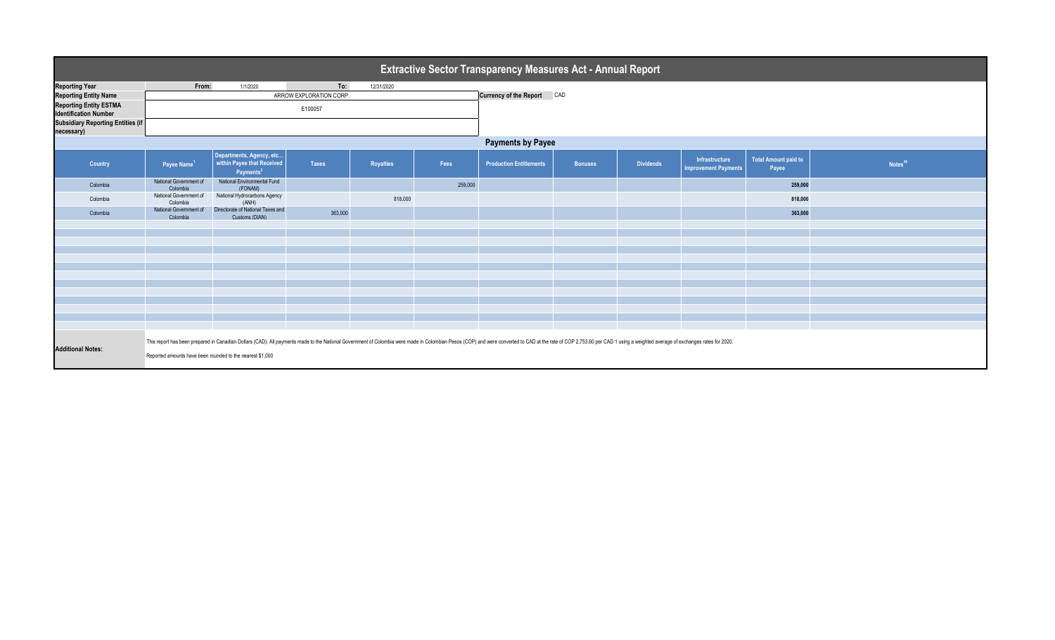# Extractive Sector Transparency Measures Act - Annual Report

| | | | | |
|---|---|---|---|---|
| **Reporting Year** | From: | 1/1/2020 | To: | 12/31/2020 |
| **Reporting Entity Name** | ARROW EXPLORATION CORP. | | **Currency of the Report** | CAD |
| **Reporting Entity ESTMA Identification Number** | E100057 | | | |
| **Subsidiary Reporting Entities (if necessary)** | | | | |

## Payments by Payee

| Country | Payee Name[1] | Departments, Agency, etc... within Payee that Received Payments[2] | Taxes | Royalties | Fees | Production Entitlements | Bonuses | Dividends | Infrastructure Improvement Payments | Total Amount paid to Payee | Notes[34] |
|---|---|---|---|---|---|---|---|---|---|---|---|
| Colombia | National Government of Colombia | National Environmental Fund (FONAM) | | | 259,000 | | | | | **259,000** | |
| Colombia | National Government of Colombia | National Hydrocarbons Agency (ANH) | | 818,000 | | | | | | **818,000** | |
| Colombia | National Government of Colombia | Directorate of National Taxes and Customs (DIAN) | 363,000 | | | | | | | **363,000** | |

**Additional Notes:**

This report has been prepared in Canadian Dollars (CAD). All payments made to the National Government of Colombia were made in Colombian Pesos (COP) and were converted to CAD at the rate of COP 2,753.60 per CAD 1 using a weighted average of exchanges rates for 2020.

Reported amounts have been rounded to the nearest $1,000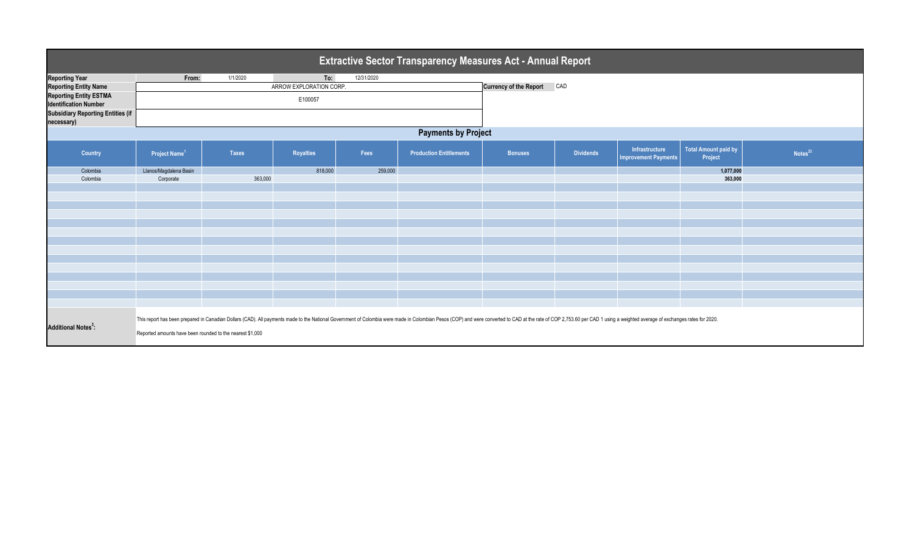# Extractive Sector Transparency Measures Act - Annual Report

| | | | | |
|---|---|---|---|---|
| **Reporting Year** | From: | 1/1/2020 | To: | 12/31/2020 |
| **Reporting Entity Name** | ARROW EXPLORATION CORP. | | **Currency of the Report** | CAD |
| **Reporting Entity ESTMA Identification Number** | E100057 | | | |
| **Subsidiary Reporting Entities (if necessary)** | | | | |

## Payments by Project

| Country | Project Name[1] | Taxes | Royalties | Fees | Production Entitlements | Bonuses | Dividends | Infrastructure Improvement Payments | Total Amount paid by Project | Notes[23] |
|---|---|---|---|---|---|---|---|---|---|---|
| Colombia | Llanos/Magdalena Basin | | 818,000 | 259,000 | | | | | **1,077,000** | |
| Colombia | Corporate | 363,000 | | | | | | | **363,000** | |

**Additional Notes[3]:**

This report has been prepared in Canadian Dollars (CAD). All payments made to the National Government of Colombia were made in Colombian Pesos (COP) and were converted to CAD at the rate of COP 2,753.60 per CAD 1 using a weighted average of exchanges rates for 2020.

Reported amounts have been rounded to the nearest $1,000